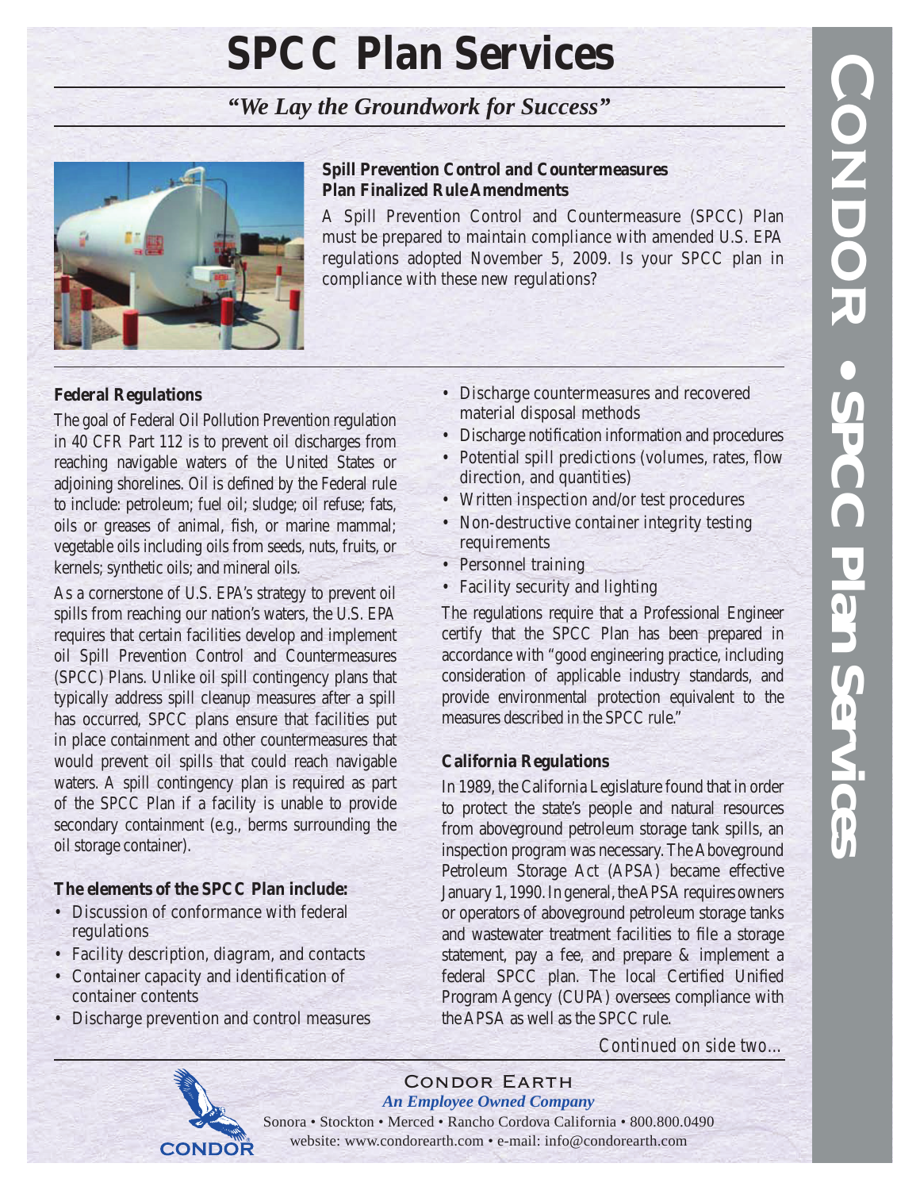# SPCC Plan Services

***"We Lay the Groundwork for Success"***

**Spill Prevention Control and Countermeasures Plan Finalized Rule Amendments**

A Spill Prevention Control and Countermeasure (SPCC) Plan must be prepared to maintain compliance with amended U.S. EPA regulations adopted November 5, 2009. Is your SPCC plan in compliance with these new regulations?

**Federal Regulations**

The goal of Federal Oil Pollution Prevention regulation in 40 CFR Part 112 is to prevent oil discharges from reaching navigable waters of the United States or adjoining shorelines. Oil is defined by the Federal rule to include: petroleum; fuel oil; sludge; oil refuse; fats, oils or greases of animal, fish, or marine mammal; vegetable oils including oils from seeds, nuts, fruits, or kernels; synthetic oils; and mineral oils.

As a cornerstone of U.S. EPA's strategy to prevent oil spills from reaching our nation's waters, the U.S. EPA requires that certain facilities develop and implement oil Spill Prevention Control and Countermeasures (SPCC) Plans. Unlike oil spill contingency plans that typically address spill cleanup measures after a spill has occurred, SPCC plans ensure that facilities put in place containment and other countermeasures that would prevent oil spills that could reach navigable waters. A spill contingency plan is required as part of the SPCC Plan if a facility is unable to provide secondary containment (e.g., berms surrounding the oil storage container).

**The elements of the SPCC Plan include:**

- Discussion of conformance with federal regulations
- Facility description, diagram, and contacts
- Container capacity and identification of container contents
- Discharge prevention and control measures
- Discharge countermeasures and recovered material disposal methods
- Discharge notification information and procedures
- Potential spill predictions (volumes, rates, flow direction, and quantities)
- Written inspection and/or test procedures
- Non-destructive container integrity testing requirements
- Personnel training
- Facility security and lighting

The regulations require that a Professional Engineer certify that the SPCC Plan has been prepared in accordance with "good engineering practice, including consideration of applicable industry standards, and provide environmental protection equivalent to the measures described in the SPCC rule."

**California Regulations**

In 1989, the California Legislature found that in order to protect the state's people and natural resources from aboveground petroleum storage tank spills, an inspection program was necessary. The Aboveground Petroleum Storage Act (APSA) became effective January 1, 1990. In general, the APSA requires owners or operators of aboveground petroleum storage tanks and wastewater treatment facilities to file a storage statement, pay a fee, and prepare & implement a federal SPCC plan. The local Certified Unified Program Agency (CUPA) oversees compliance with the APSA as well as the SPCC rule.

*Continued on side two...*

CONDOR EARTH
*An Employee Owned Company*
Sonora • Stockton • Merced • Rancho Cordova California • 800.800.0490
website: www.condorearth.com • e-mail: info@condorearth.com

CONDOR • SPCC Plan Services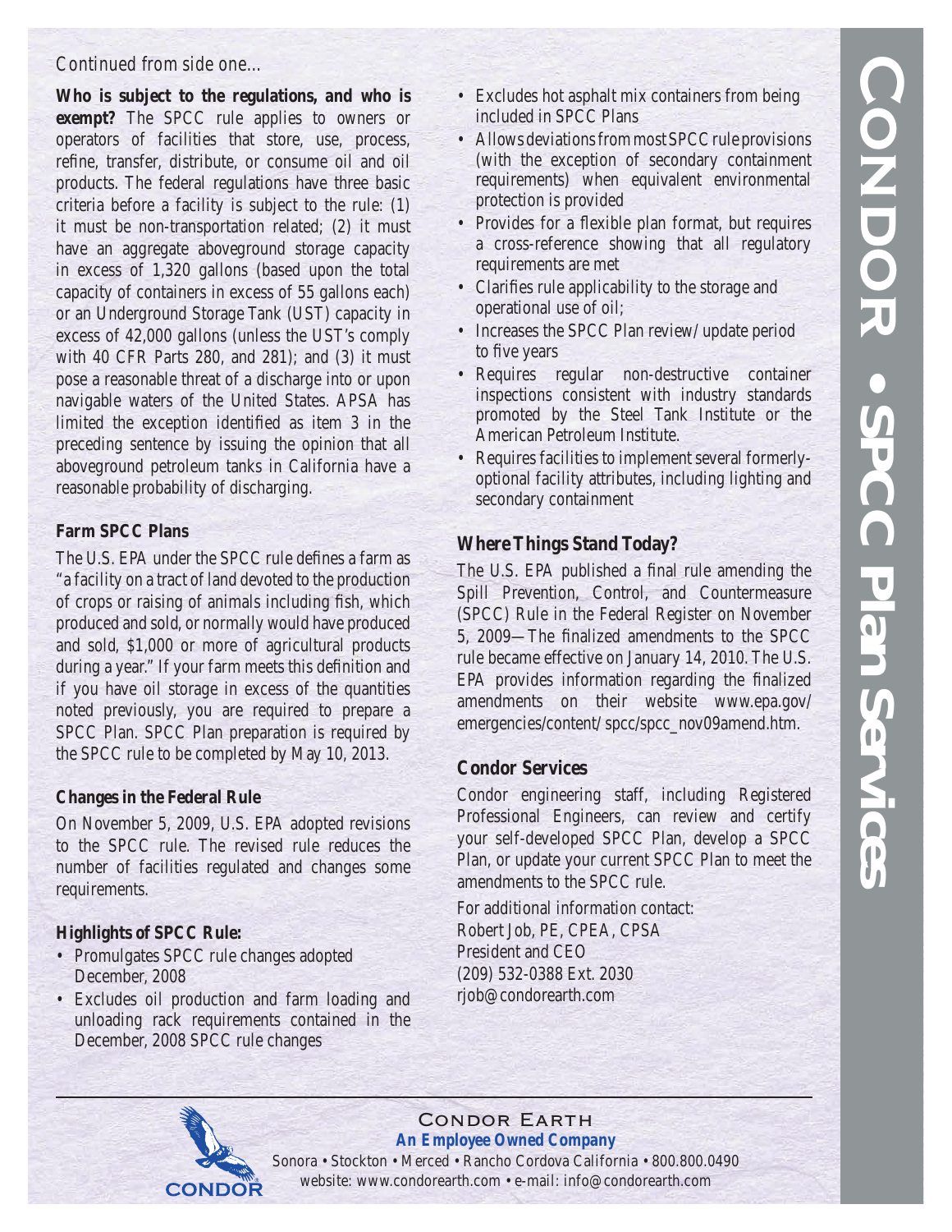*Continued from side one...*

**Who is subject to the regulations, and who is exempt?** The SPCC rule applies to owners or operators of facilities that store, use, process, refine, transfer, distribute, or consume oil and oil products. The federal regulations have three basic criteria before a facility is subject to the rule: (1) it must be non-transportation related; (2) it must have an aggregate aboveground storage capacity in excess of 1,320 gallons (based upon the total capacity of containers in excess of 55 gallons each) or an Underground Storage Tank (UST) capacity in excess of 42,000 gallons (unless the UST's comply with 40 CFR Parts 280, and 281); and (3) it must pose a reasonable threat of a discharge into or upon navigable waters of the United States. APSA has limited the exception identified as item 3 in the preceding sentence by issuing the opinion that all aboveground petroleum tanks in California have a reasonable probability of discharging.

### Farm SPCC Plans

The U.S. EPA under the SPCC rule defines a farm as "a facility on a tract of land devoted to the production of crops or raising of animals including fish, which produced and sold, or normally would have produced and sold, $1,000 or more of agricultural products during a year." If your farm meets this definition and if you have oil storage in excess of the quantities noted previously, you are required to prepare a SPCC Plan. SPCC Plan preparation is required by the SPCC rule to be completed by May 10, 2013.

### Changes in the Federal Rule

On November 5, 2009, U.S. EPA adopted revisions to the SPCC rule. The revised rule reduces the number of facilities regulated and changes some requirements.

### Highlights of SPCC Rule:

- Promulgates SPCC rule changes adopted December, 2008
- Excludes oil production and farm loading and unloading rack requirements contained in the December, 2008 SPCC rule changes
- Excludes hot asphalt mix containers from being included in SPCC Plans
- Allows deviations from most SPCC rule provisions (with the exception of secondary containment requirements) when equivalent environmental protection is provided
- Provides for a flexible plan format, but requires a cross-reference showing that all regulatory requirements are met
- Clarifies rule applicability to the storage and operational use of oil;
- Increases the SPCC Plan review/update period to five years
- Requires regular non-destructive container inspections consistent with industry standards promoted by the Steel Tank Institute or the American Petroleum Institute.
- Requires facilities to implement several formerly-optional facility attributes, including lighting and secondary containment

### Where Things Stand Today?

The U.S. EPA published a final rule amending the Spill Prevention, Control, and Countermeasure (SPCC) Rule in the Federal Register on November 5, 2009—The finalized amendments to the SPCC rule became effective on January 14, 2010. The U.S. EPA provides information regarding the finalized amendments on their website www.epa.gov/emergencies/content/spcc/spcc_nov09amend.htm.

### Condor Services

Condor engineering staff, including Registered Professional Engineers, can review and certify your self-developed SPCC Plan, develop a SPCC Plan, or update your current SPCC Plan to meet the amendments to the SPCC rule.

For additional information contact:
Robert Job, PE, CPEA, CPSA
President and CEO
(209) 532-0388 Ext. 2030
rjob@condorearth.com

CONDOR • SPCC Plan Services

CONDOR EARTH
**An Employee Owned Company**
Sonora • Stockton • Merced • Rancho Cordova California • 800.800.0490
website: www.condorearth.com • e-mail: info@condorearth.com

CONDOR